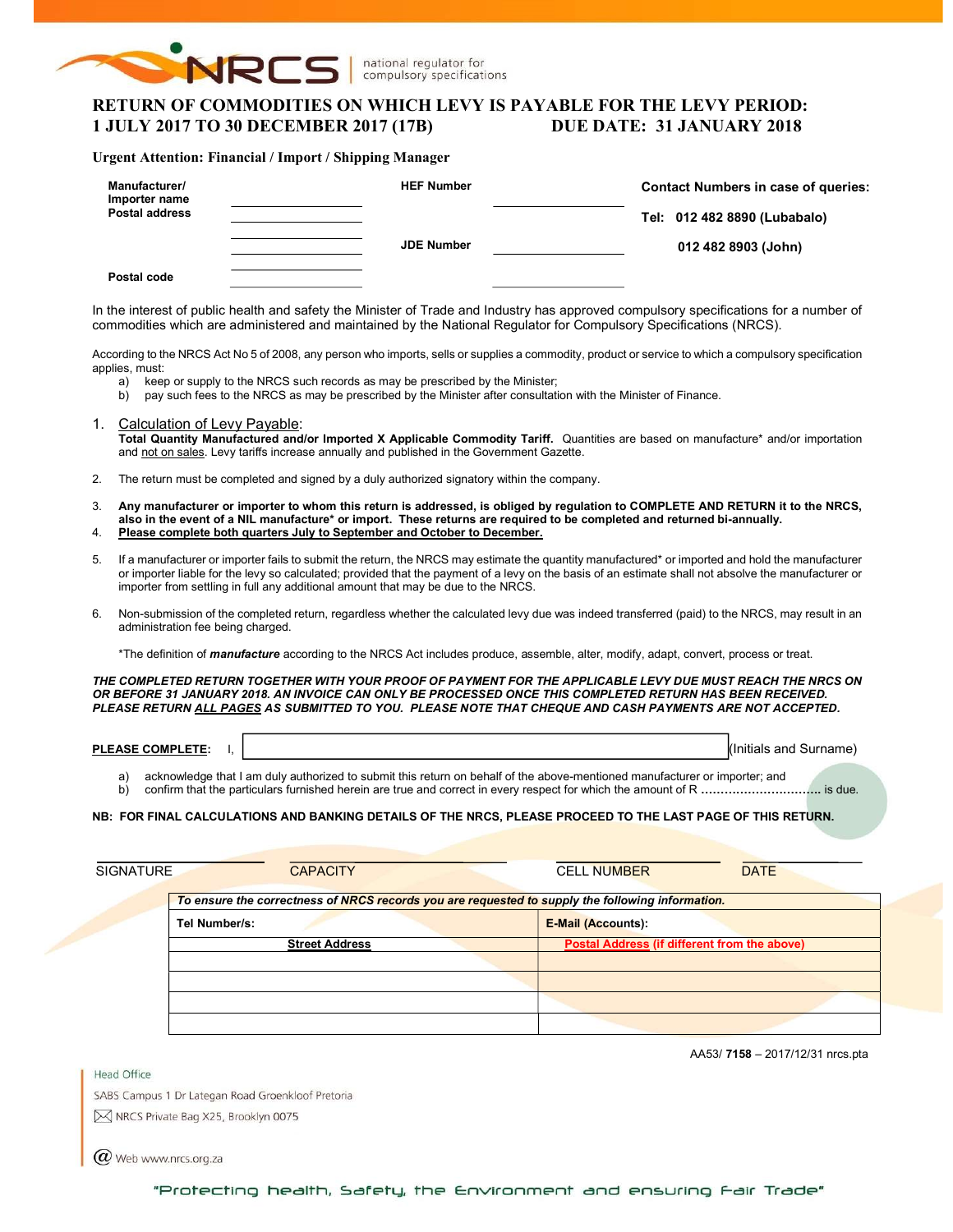NRCS | national regulator for compulsory specifications

# RETURN OF COMMODITIES ON WHICH LEVY IS PAYABLE FOR THE LEVY PERIOD: 1 JULY 2017 TO 30 DECEMBER 2017 (17B) DUE DATE: 31 JANUARY 2018

**Urgent Attention: Financial / Import / Shipping Manager**

| | | | | |
|---|---|---|---|---|
| **Manufacturer/ Importer name** | ____________ | **HEF Number** | ____________ | **Contact Numbers in case of queries:** |
| **Postal address** | ____________ | | | **Tel: 012 482 8890 (Lubabalo)** |
| | ____________ | **JDE Number** | ____________ | **012 482 8903 (John)** |
| **Postal code** | ____________ | | ____________ | |

In the interest of public health and safety the Minister of Trade and Industry has approved compulsory specifications for a number of commodities which are administered and maintained by the National Regulator for Compulsory Specifications (NRCS).

According to the NRCS Act No 5 of 2008, any person who imports, sells or supplies a commodity, product or service to which a compulsory specification applies, must:

a) keep or supply to the NRCS such records as may be prescribed by the Minister;
b) pay such fees to the NRCS as may be prescribed by the Minister after consultation with the Minister of Finance.

1. Calculation of Levy Payable:
   **Total Quantity Manufactured and/or Imported X Applicable Commodity Tariff.** Quantities are based on manufacture* and/or importation and not on sales. Levy tariffs increase annually and published in the Government Gazette.

2. The return must be completed and signed by a duly authorized signatory within the company.

3. **Any manufacturer or importer to whom this return is addressed, is obliged by regulation to COMPLETE AND RETURN it to the NRCS, also in the event of a NIL manufacture* or import. These returns are required to be completed and returned bi-annually.**
4. **Please complete both quarters July to September and October to December.**

5. If a manufacturer or importer fails to submit the return, the NRCS may estimate the quantity manufactured* or imported and hold the manufacturer or importer liable for the levy so calculated; provided that the payment of a levy on the basis of an estimate shall not absolve the manufacturer or importer from settling in full any additional amount that may be due to the NRCS.

6. Non-submission of the completed return, regardless whether the calculated levy due was indeed transferred (paid) to the NRCS, may result in an administration fee being charged.

*The definition of ***manufacture*** according to the NRCS Act includes produce, assemble, alter, modify, adapt, convert, process or treat.

***THE COMPLETED RETURN TOGETHER WITH YOUR PROOF OF PAYMENT FOR THE APPLICABLE LEVY DUE MUST REACH THE NRCS ON OR BEFORE 31 JANUARY 2018. AN INVOICE CAN ONLY BE PROCESSED ONCE THIS COMPLETED RETURN HAS BEEN RECEIVED. PLEASE RETURN ALL PAGES AS SUBMITTED TO YOU. PLEASE NOTE THAT CHEQUE AND CASH PAYMENTS ARE NOT ACCEPTED.***

**PLEASE COMPLETE:** I, ________________________________ (Initials and Surname)

a) acknowledge that I am duly authorized to submit this return on behalf of the above-mentioned manufacturer or importer; and
b) confirm that the particulars furnished herein are true and correct in every respect for which the amount of R .............................. is due.

**NB: FOR FINAL CALCULATIONS AND BANKING DETAILS OF THE NRCS, PLEASE PROCEED TO THE LAST PAGE OF THIS RETURN.**

| SIGNATURE | CAPACITY | CELL NUMBER | DATE |
|---|---|---|---|

| *To ensure the correctness of NRCS records you are requested to supply the following information.* | |
|---|---|
| **Tel Number/s:** | **E-Mail (Accounts):** |
| **Street Address** | **Postal Address (if different from the above)** |
| | |
| | |
| | |
| | |

AA53/ **7158** – 2017/12/31 nrcs.pta

Head Office
SABS Campus 1 Dr Lategan Road Groenkloof Pretoria
NRCS Private Bag X25, Brooklyn 0075
Web www.nrcs.org.za

"Protecting health, Safety, the Environment and ensuring Fair Trade"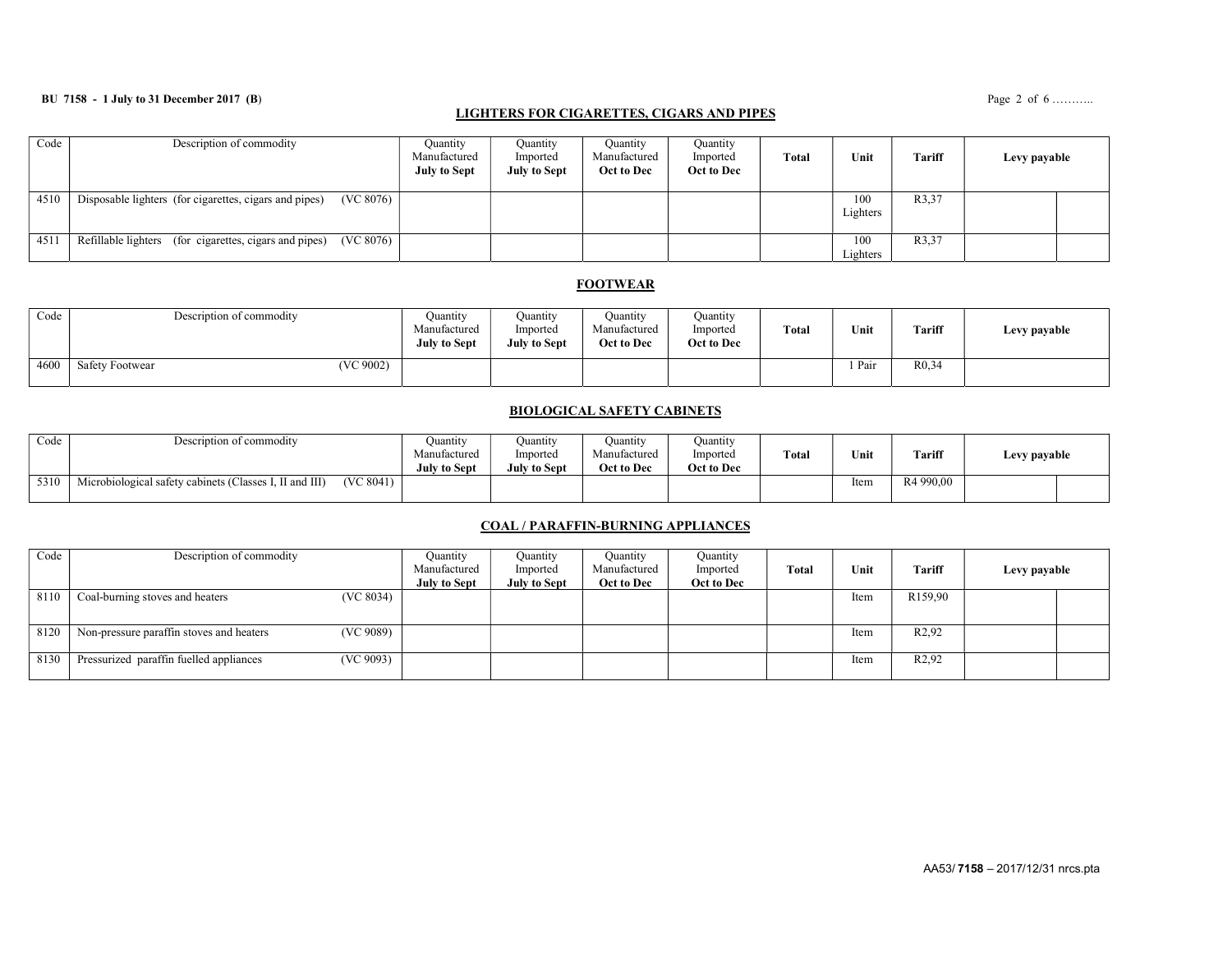## LIGHTERS FOR CIGARETTES, CIGARS AND PIPES

| Code | Description of commodity | Quantity Manufactured **July to Sept** | Quantity Imported **July to Sept** | Quantity Manufactured **Oct to Dec** | Quantity Imported **Oct to Dec** | **Total** | **Unit** | **Tariff** | **Levy payable** | |
|---|---|---|---|---|---|---|---|---|---|---|
| 4510 | Disposable lighters (for cigarettes, cigars and pipes) (VC 8076) | | | | | | 100 Lighters | R3,37 | | |
| 4511 | Refillable lighters (for cigarettes, cigars and pipes) (VC 8076) | | | | | | 100 Lighters | R3,37 | | |

## FOOTWEAR

| Code | Description of commodity | Quantity Manufactured **July to Sept** | Quantity Imported **July to Sept** | Quantity Manufactured **Oct to Dec** | Quantity Imported **Oct to Dec** | **Total** | **Unit** | **Tariff** | **Levy payable** |
|---|---|---|---|---|---|---|---|---|---|
| 4600 | Safety Footwear (VC 9002) | | | | | | 1 Pair | R0,34 | |

## BIOLOGICAL SAFETY CABINETS

| Code | Description of commodity | Quantity Manufactured **July to Sept** | Quantity Imported **July to Sept** | Quantity Manufactured **Oct to Dec** | Quantity Imported **Oct to Dec** | **Total** | **Unit** | **Tariff** | **Levy payable** | |
|---|---|---|---|---|---|---|---|---|---|---|
| 5310 | Microbiological safety cabinets (Classes I, II and III) (VC 8041) | | | | | | Item | R4 990,00 | | |

## COAL / PARAFFIN-BURNING APPLIANCES

| Code | Description of commodity | Quantity Manufactured **July to Sept** | Quantity Imported **July to Sept** | Quantity Manufactured **Oct to Dec** | Quantity Imported **Oct to Dec** | **Total** | **Unit** | **Tariff** | **Levy payable** | |
|---|---|---|---|---|---|---|---|---|---|---|
| 8110 | Coal-burning stoves and heaters (VC 8034) | | | | | | Item | R159,90 | | |
| 8120 | Non-pressure paraffin stoves and heaters (VC 9089) | | | | | | Item | R2,92 | | |
| 8130 | Pressurized paraffin fuelled appliances (VC 9093) | | | | | | Item | R2,92 | | |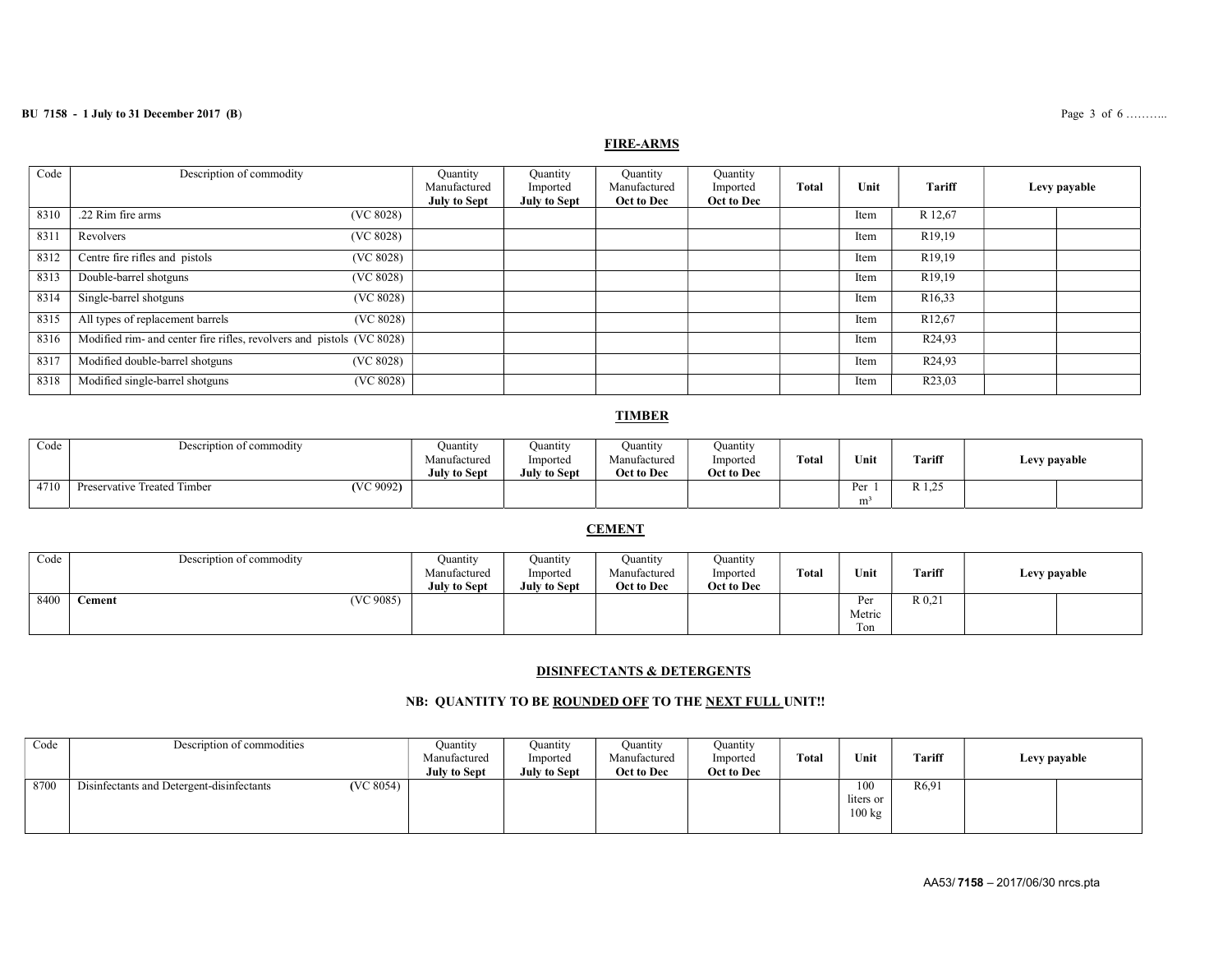## FIRE-ARMS

| Code | Description of commodity | | Quantity Manufactured **July to Sept** | Quantity Imported **July to Sept** | Quantity Manufactured **Oct to Dec** | Quantity Imported **Oct to Dec** | **Total** | **Unit** | **Tariff** | **Levy payable** | |
|---|---|---|---|---|---|---|---|---|---|---|---|
| 8310 | .22 Rim fire arms | (VC 8028) | | | | | | Item | R 12,67 | | |
| 8311 | Revolvers | (VC 8028) | | | | | | Item | R19,19 | | |
| 8312 | Centre fire rifles and pistols | (VC 8028) | | | | | | Item | R19,19 | | |
| 8313 | Double-barrel shotguns | (VC 8028) | | | | | | Item | R19,19 | | |
| 8314 | Single-barrel shotguns | (VC 8028) | | | | | | Item | R16,33 | | |
| 8315 | All types of replacement barrels | (VC 8028) | | | | | | Item | R12,67 | | |
| 8316 | Modified rim- and center fire rifles, revolvers and pistols | (VC 8028) | | | | | | Item | R24,93 | | |
| 8317 | Modified double-barrel shotguns | (VC 8028) | | | | | | Item | R24,93 | | |
| 8318 | Modified single-barrel shotguns | (VC 8028) | | | | | | Item | R23,03 | | |

## TIMBER

| Code | Description of commodity | | Quantity Manufactured **July to Sept** | Quantity Imported **July to Sept** | Quantity Manufactured **Oct to Dec** | Quantity Imported **Oct to Dec** | **Total** | **Unit** | **Tariff** | **Levy payable** | |
|---|---|---|---|---|---|---|---|---|---|---|---|
| 4710 | Preservative Treated Timber | **(**VC 9092**)** | | | | | | Per 1 $m^3$ | R 1,25 | | |

## CEMENT

| Code | Description of commodity | | Quantity Manufactured **July to Sept** | Quantity Imported **July to Sept** | Quantity Manufactured **Oct to Dec** | Quantity Imported **Oct to Dec** | **Total** | **Unit** | **Tariff** | **Levy payable** | |
|---|---|---|---|---|---|---|---|---|---|---|---|
| 8400 | **Cement** | (VC 9085) | | | | | | Per Metric Ton | R 0,21 | | |

## DISINFECTANTS & DETERGENTS

**NB: QUANTITY TO BE ROUNDED OFF TO THE NEXT FULL UNIT!!**

| Code | Description of commodities | | Quantity Manufactured **July to Sept** | Quantity Imported **July to Sept** | Quantity Manufactured **Oct to Dec** | Quantity Imported **Oct to Dec** | **Total** | **Unit** | **Tariff** | **Levy payable** | |
|---|---|---|---|---|---|---|---|---|---|---|---|
| 8700 | Disinfectants and Detergent-disinfectants | **(**VC 8054) | | | | | | 100 liters or 100 kg | R6,91 | | |

AA53/ **7158** – 2017/06/30 nrcs.pta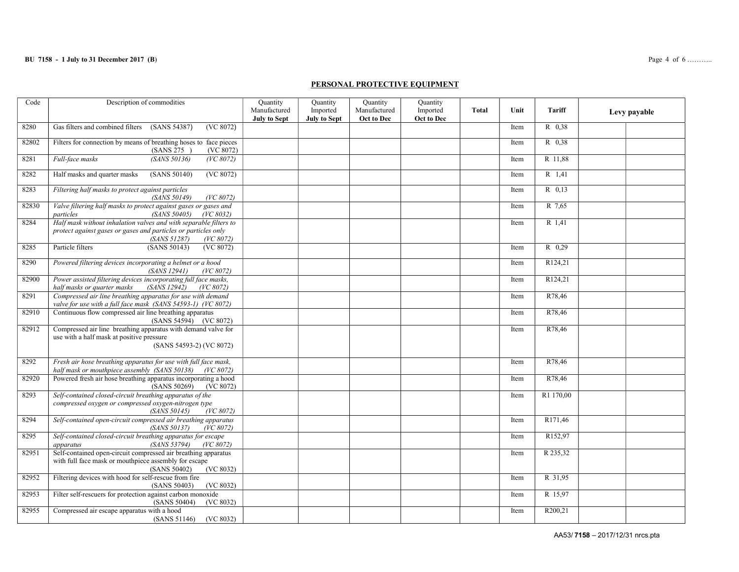## PERSONAL PROTECTIVE EQUIPMENT

| Code | Description of commodities | Quantity Manufactured **July to Sept** | Quantity Imported **July to Sept** | Quantity Manufactured **Oct to Dec** | Quantity Imported **Oct to Dec** | **Total** | Unit | **Tariff** | **Levy payable** | |
|---|---|---|---|---|---|---|---|---|---|---|
| 8280 | Gas filters and combined filters (SANS 54387) (VC 8072) | | | | | | Item | R 0,38 | | |
| 82802 | Filters for connection by means of breathing hoses to face pieces (SANS 275 ) (VC 8072) | | | | | | Item | R 0,38 | | |
| 8281 | *Full-face masks (SANS 50136) (VC 8072)* | | | | | | Item | R 11,88 | | |
| 8282 | Half masks and quarter masks (SANS 50140) (VC 8072) | | | | | | Item | R 1,41 | | |
| 8283 | *Filtering half masks to protect against particles (SANS 50149) (VC 8072)* | | | | | | Item | R 0,13 | | |
| 82830 | *Valve filtering half masks to protect against gases or gases and particles (SANS 50405) (VC 8032)* | | | | | | Item | R 7,65 | | |
| 8284 | *Half mask without inhalation valves and with separable filters to protect against gases or gases and particles or particles only (SANS 51287) (VC 8072)* | | | | | | Item | R 1,41 | | |
| 8285 | Particle filters (SANS 50143) (VC 8072) | | | | | | Item | R 0,29 | | |
| 8290 | *Powered filtering devices incorporating a helmet or a hood (SANS 12941) (VC 8072)* | | | | | | Item | R124,21 | | |
| 82900 | *Power assisted filtering devices incorporating full face masks, half masks or quarter masks (SANS 12942) (VC 8072)* | | | | | | Item | R124,21 | | |
| 8291 | *Compressed air line breathing apparatus for use with demand valve for use with a full face mask (SANS 54593-1) (VC 8072)* | | | | | | Item | R78,46 | | |
| 82910 | Continuous flow compressed air line breathing apparatus (SANS 54594) (VC 8072) | | | | | | Item | R78,46 | | |
| 82912 | Compressed air line breathing apparatus with demand valve for use with a half mask at positive pressure (SANS 54593-2) (VC 8072) | | | | | | Item | R78,46 | | |
| 8292 | *Fresh air hose breathing apparatus for use with full face mask, half mask or mouthpiece assembly (SANS 50138) (VC 8072)* | | | | | | Item | R78,46 | | |
| 82920 | Powered fresh air hose breathing apparatus incorporating a hood (SANS 50269) (VC 8072) | | | | | | Item | R78,46 | | |
| 8293 | *Self-contained closed-circuit breathing apparatus of the compressed oxygen or compressed oxygen-nitrogen type (SANS 50145) (VC 8072)* | | | | | | Item | R1 170,00 | | |
| 8294 | *Self-contained open-circuit compressed air breathing apparatus (SANS 50137) (VC 8072)* | | | | | | Item | R171,46 | | |
| 8295 | *Self-contained closed-circuit breathing apparatus for escape apparatus (SANS 53794) (VC 8072)* | | | | | | Item | R152,97 | | |
| 82951 | Self-contained open-circuit compressed air breathing apparatus with full face mask or mouthpiece assembly for escape (SANS 50402) (VC 8032) | | | | | | Item | R 235,32 | | |
| 82952 | Filtering devices with hood for self-rescue from fire (SANS 50403) (VC 8032) | | | | | | Item | R 31,95 | | |
| 82953 | Filter self-rescuers for protection against carbon monoxide (SANS 50404) (VC 8032) | | | | | | Item | R 15,97 | | |
| 82955 | Compressed air escape apparatus with a hood (SANS 51146) (VC 8032) | | | | | | Item | R200,21 | | |

AA53/ **7158** – 2017/12/31 nrcs.pta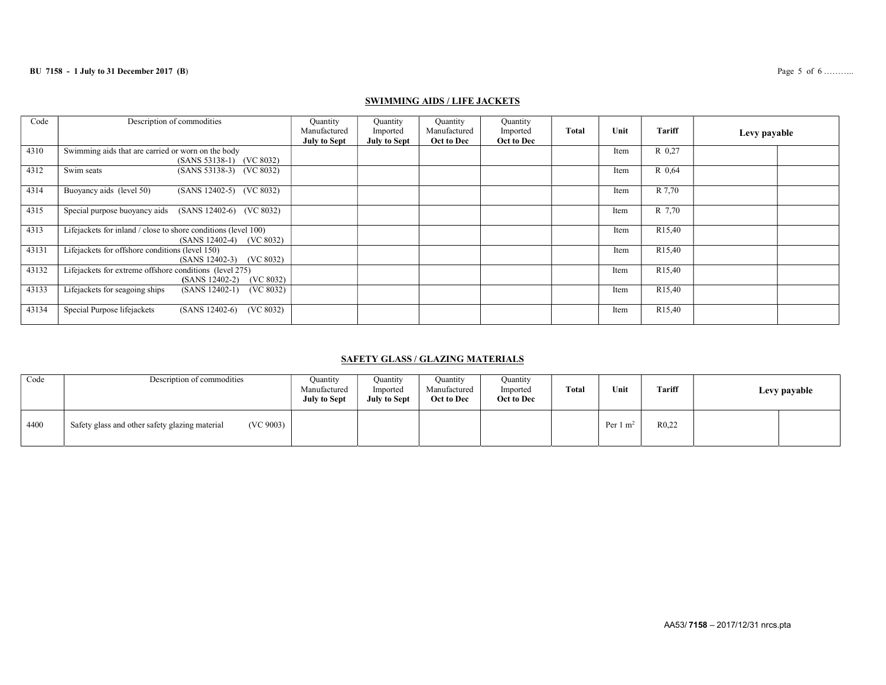## SWIMMING AIDS / LIFE JACKETS

| Code | Description of commodities | Quantity Manufactured **July to Sept** | Quantity Imported **July to Sept** | Quantity Manufactured **Oct to Dec** | Quantity Imported **Oct to Dec** | **Total** | **Unit** | **Tariff** | **Levy payable** | |
|---|---|---|---|---|---|---|---|---|---|---|
| 4310 | Swimming aids that are carried or worn on the body (SANS 53138-1) (VC 8032) | | | | | | Item | R 0,27 | | |
| 4312 | Swim seats (SANS 53138-3) (VC 8032) | | | | | | Item | R 0,64 | | |
| 4314 | Buoyancy aids (level 50) (SANS 12402-5) (VC 8032) | | | | | | Item | R 7,70 | | |
| 4315 | Special purpose buoyancy aids (SANS 12402-6) (VC 8032) | | | | | | Item | R 7,70 | | |
| 4313 | Lifejackets for inland / close to shore conditions (level 100) (SANS 12402-4) (VC 8032) | | | | | | Item | R15,40 | | |
| 43131 | Lifejackets for offshore conditions (level 150) (SANS 12402-3) (VC 8032) | | | | | | Item | R15,40 | | |
| 43132 | Lifejackets for extreme offshore conditions (level 275) (SANS 12402-2) (VC 8032) | | | | | | Item | R15,40 | | |
| 43133 | Lifejackets for seagoing ships (SANS 12402-1) (VC 8032) | | | | | | Item | R15,40 | | |
| 43134 | Special Purpose lifejackets (SANS 12402-6) (VC 8032) | | | | | | Item | R15,40 | | |

## SAFETY GLASS / GLAZING MATERIALS

| Code | Description of commodities | Quantity Manufactured **July to Sept** | Quantity Imported **July to Sept** | Quantity Manufactured **Oct to Dec** | Quantity Imported **Oct to Dec** | **Total** | **Unit** | **Tariff** | **Levy payable** | |
|---|---|---|---|---|---|---|---|---|---|---|
| 4400 | Safety glass and other safety glazing material (VC 9003) | | | | | | Per 1 $m^2$ | R0,22 | | |

AA53/ **7158** – 2017/12/31 nrcs.pta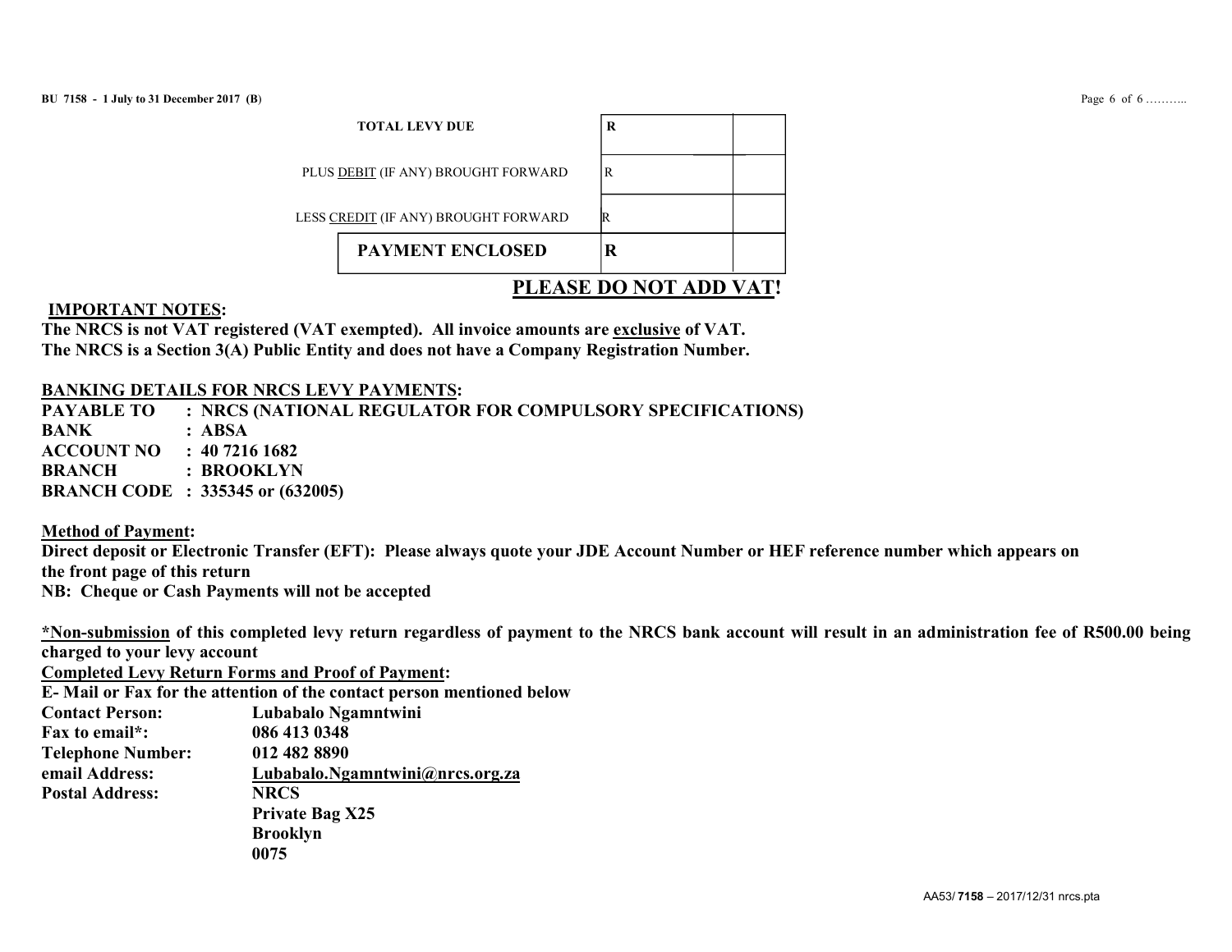| | | |
|---|---|---|
| **TOTAL LEVY DUE** | **R** | |
| PLUS DEBIT (IF ANY) BROUGHT FORWARD | R | |
| LESS CREDIT (IF ANY) BROUGHT FORWARD | R | |
| **PAYMENT ENCLOSED** | **R** | |

**PLEASE DO NOT ADD VAT!**

**IMPORTANT NOTES:**

**The NRCS is not VAT registered (VAT exempted). All invoice amounts are exclusive of VAT.**
**The NRCS is a Section 3(A) Public Entity and does not have a Company Registration Number.**

**BANKING DETAILS FOR NRCS LEVY PAYMENTS:**

**PAYABLE TO : NRCS (NATIONAL REGULATOR FOR COMPULSORY SPECIFICATIONS)**
**BANK : ABSA**
**ACCOUNT NO : 40 7216 1682**
**BRANCH : BROOKLYN**
**BRANCH CODE : 335345 or (632005)**

**Method of Payment:**

**Direct deposit or Electronic Transfer (EFT): Please always quote your JDE Account Number or HEF reference number which appears on the front page of this return**
**NB: Cheque or Cash Payments will not be accepted**

**\*Non-submission of this completed levy return regardless of payment to the NRCS bank account will result in an administration fee of R500.00 being charged to your levy account**

**Completed Levy Return Forms and Proof of Payment:**

**E- Mail or Fax for the attention of the contact person mentioned below**

**Contact Person:** **Lubabalo Ngamntwini**
**Fax to email\*:** **086 413 0348**
**Telephone Number:** **012 482 8890**
**email Address:** **Lubabalo.Ngamntwini@nrcs.org.za**
**Postal Address:** **NRCS**
**Private Bag X25**
**Brooklyn**
**0075**

AA53/ **7158** – 2017/12/31 nrcs.pta